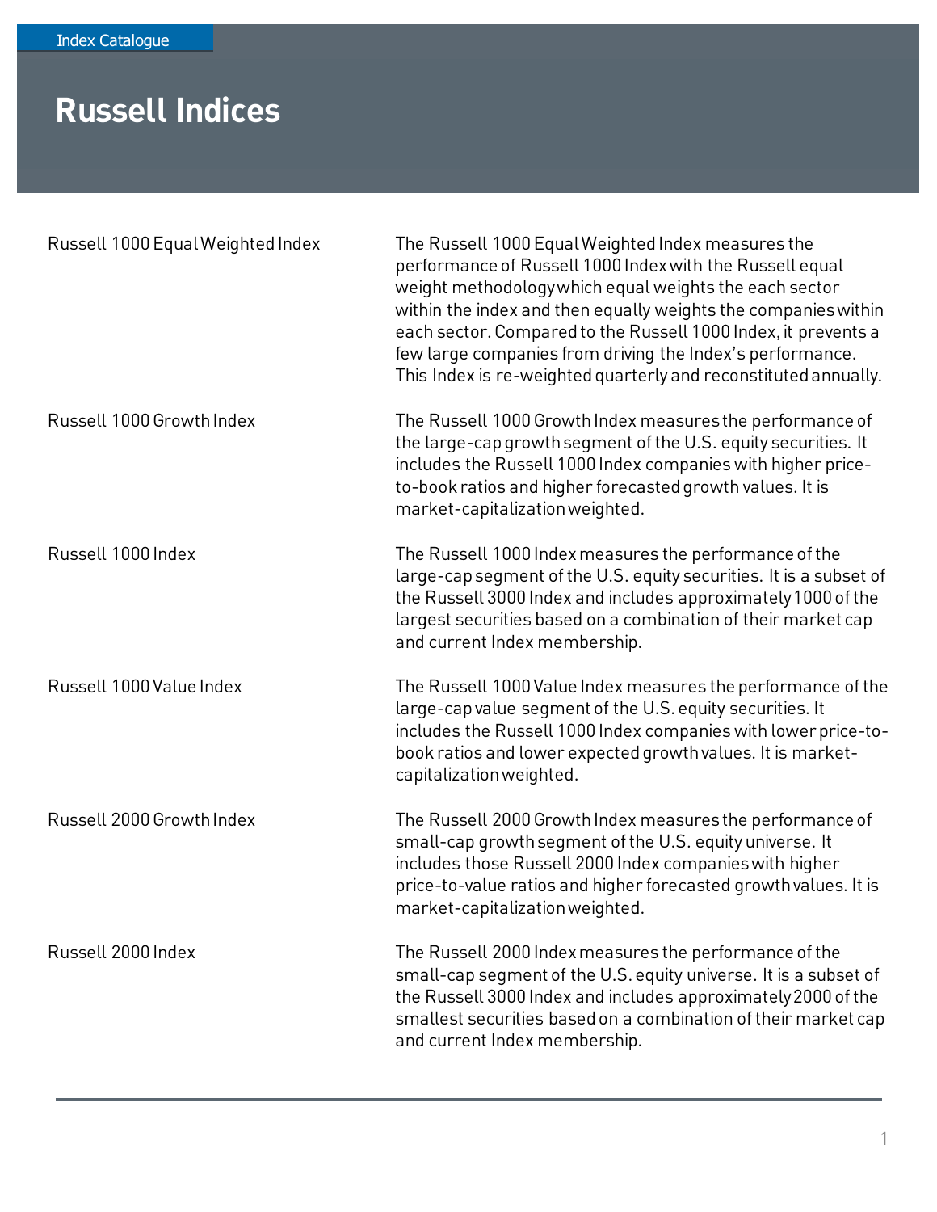Index Catalogue

# Russell Indices

| | |
|---|---|
| Russell 1000 Equal Weighted Index | The Russell 1000 Equal Weighted Index measures the performance of Russell 1000 Index with the Russell equal weight methodology which equal weights the each sector within the index and then equally weights the companies within each sector. Compared to the Russell 1000 Index, it prevents a few large companies from driving the Index's performance. This Index is re-weighted quarterly and reconstituted annually. |
| Russell 1000 Growth Index | The Russell 1000 Growth Index measures the performance of the large-cap growth segment of the U.S. equity securities. It includes the Russell 1000 Index companies with higher price-to-book ratios and higher forecasted growth values. It is market-capitalization weighted. |
| Russell 1000 Index | The Russell 1000 Index measures the performance of the large-cap segment of the U.S. equity securities. It is a subset of the Russell 3000 Index and includes approximately 1000 of the largest securities based on a combination of their market cap and current Index membership. |
| Russell 1000 Value Index | The Russell 1000 Value Index measures the performance of the large-cap value segment of the U.S. equity securities. It includes the Russell 1000 Index companies with lower price-to-book ratios and lower expected growth values. It is market-capitalization weighted. |
| Russell 2000 Growth Index | The Russell 2000 Growth Index measures the performance of small-cap growth segment of the U.S. equity universe. It includes those Russell 2000 Index companies with higher price-to-value ratios and higher forecasted growth values. It is market-capitalization weighted. |
| Russell 2000 Index | The Russell 2000 Index measures the performance of the small-cap segment of the U.S. equity universe. It is a subset of the Russell 3000 Index and includes approximately 2000 of the smallest securities based on a combination of their market cap and current Index membership. |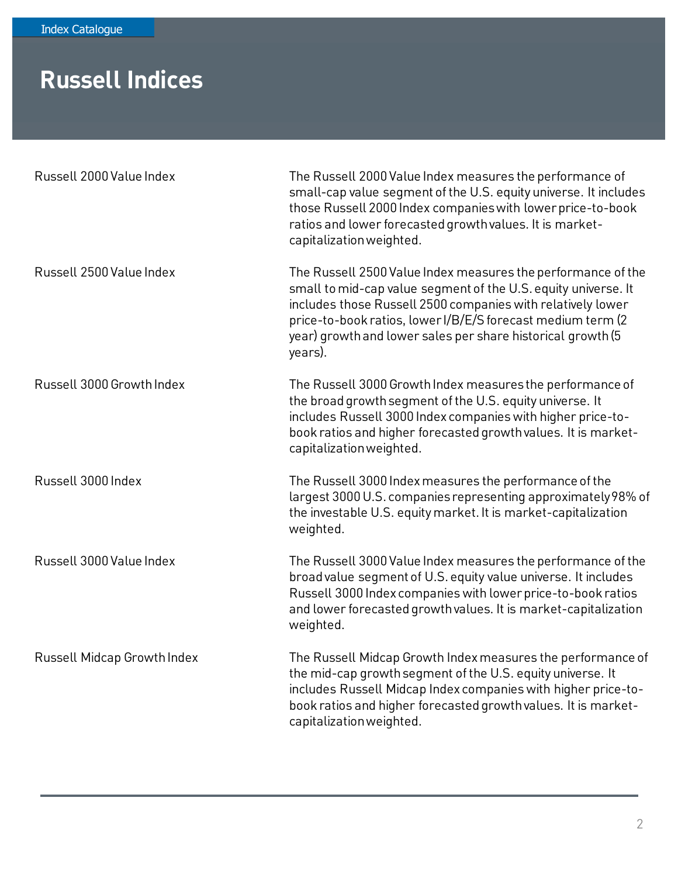# Russell Indices

| | |
|---|---|
| Russell 2000 Value Index | The Russell 2000 Value Index measures the performance of small-cap value segment of the U.S. equity universe. It includes those Russell 2000 Index companies with lower price-to-book ratios and lower forecasted growth values. It is market-capitalization weighted. |
| Russell 2500 Value Index | The Russell 2500 Value Index measures the performance of the small to mid-cap value segment of the U.S. equity universe. It includes those Russell 2500 companies with relatively lower price-to-book ratios, lower I/B/E/S forecast medium term (2 year) growth and lower sales per share historical growth (5 years). |
| Russell 3000 Growth Index | The Russell 3000 Growth Index measures the performance of the broad growth segment of the U.S. equity universe. It includes Russell 3000 Index companies with higher price-to-book ratios and higher forecasted growth values. It is market-capitalization weighted. |
| Russell 3000 Index | The Russell 3000 Index measures the performance of the largest 3000 U.S. companies representing approximately 98% of the investable U.S. equity market. It is market-capitalization weighted. |
| Russell 3000 Value Index | The Russell 3000 Value Index measures the performance of the broad value segment of U.S. equity value universe. It includes Russell 3000 Index companies with lower price-to-book ratios and lower forecasted growth values. It is market-capitalization weighted. |
| Russell Midcap Growth Index | The Russell Midcap Growth Index measures the performance of the mid-cap growth segment of the U.S. equity universe. It includes Russell Midcap Index companies with higher price-to-book ratios and higher forecasted growth values. It is market-capitalization weighted. |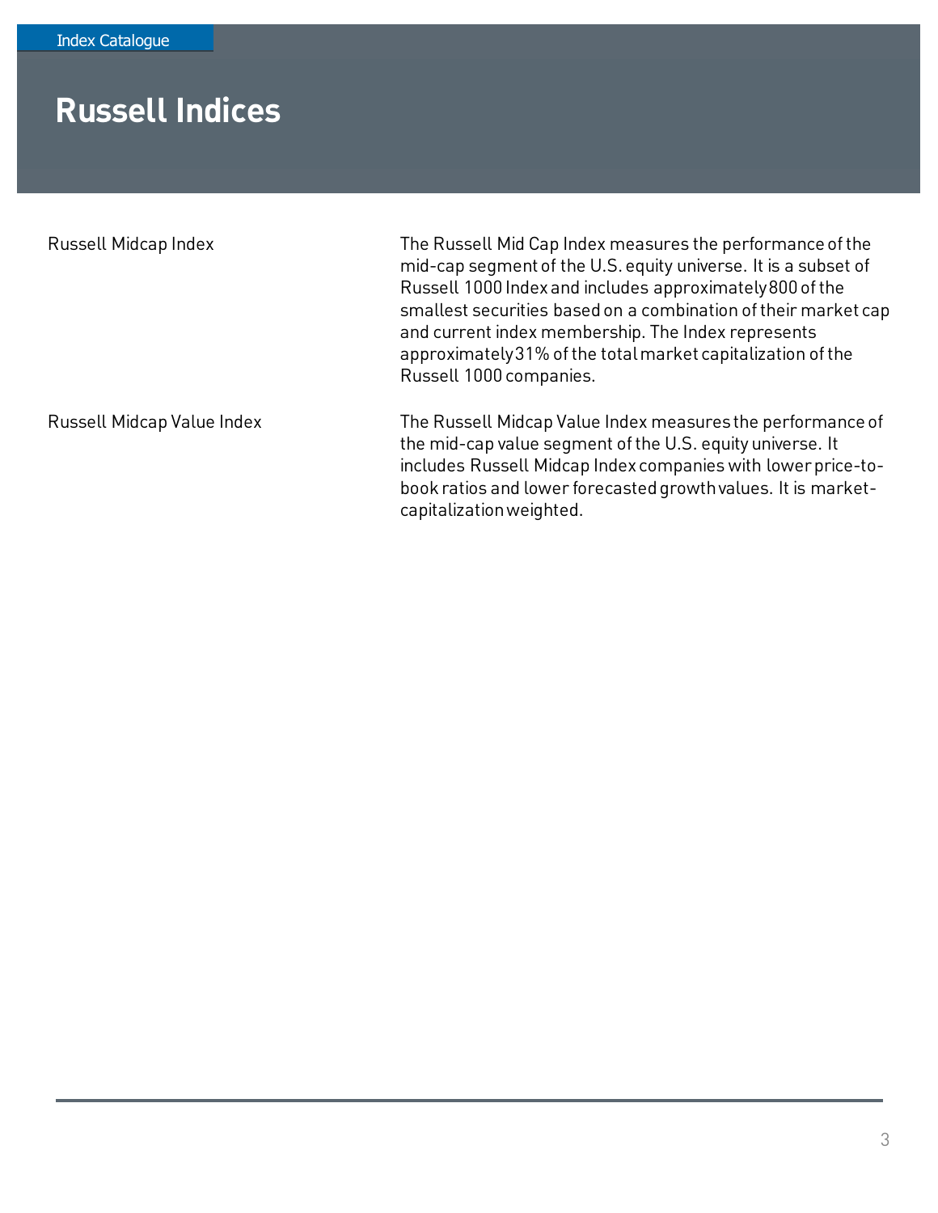# Russell Indices

| | |
|---|---|
| Russell Midcap Index | The Russell Mid Cap Index measures the performance of the mid-cap segment of the U.S. equity universe. It is a subset of Russell 1000 Index and includes approximately 800 of the smallest securities based on a combination of their market cap and current index membership. The Index represents approximately 31% of the total market capitalization of the Russell 1000 companies. |
| Russell Midcap Value Index | The Russell Midcap Value Index measures the performance of the mid-cap value segment of the U.S. equity universe. It includes Russell Midcap Index companies with lower price-to-book ratios and lower forecasted growth values. It is market-capitalization weighted. |